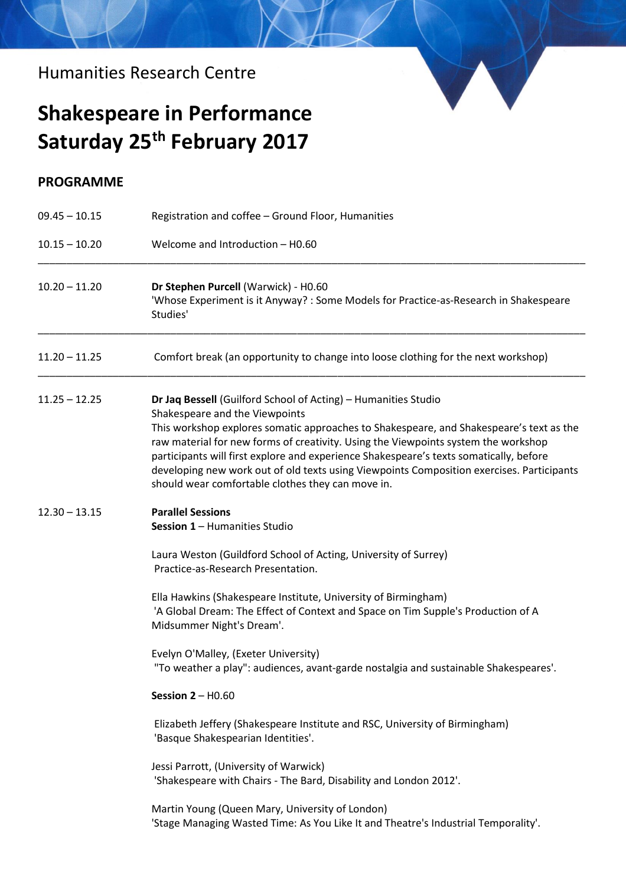Humanities Research Centre

# Shakespeare in Performance
# Saturday 25th February 2017

## PROGRAMME

09.45 – 10.15 Registration and coffee – Ground Floor, Humanities

10.15 – 10.20 Welcome and Introduction – H0.60

---

10.20 – 11.20 **Dr Stephen Purcell** (Warwick) - H0.60
'Whose Experiment is it Anyway? : Some Models for Practice-as-Research in Shakespeare Studies'

---

11.20 – 11.25 Comfort break (an opportunity to change into loose clothing for the next workshop)

---

11.25 – 12.25 **Dr Jaq Bessell** (Guilford School of Acting) – Humanities Studio
Shakespeare and the Viewpoints
This workshop explores somatic approaches to Shakespeare, and Shakespeare's text as the raw material for new forms of creativity. Using the Viewpoints system the workshop participants will first explore and experience Shakespeare's texts somatically, before developing new work out of old texts using Viewpoints Composition exercises. Participants should wear comfortable clothes they can move in.

12.30 – 13.15 **Parallel Sessions**

**Session 1** – Humanities Studio

Laura Weston (Guildford School of Acting, University of Surrey)
Practice-as-Research Presentation.

Ella Hawkins (Shakespeare Institute, University of Birmingham)
'A Global Dream: The Effect of Context and Space on Tim Supple's Production of A Midsummer Night's Dream'.

Evelyn O'Malley, (Exeter University)
"To weather a play": audiences, avant-garde nostalgia and sustainable Shakespeares'.

**Session 2** – H0.60

Elizabeth Jeffery (Shakespeare Institute and RSC, University of Birmingham)
'Basque Shakespearian Identities'.

Jessi Parrott, (University of Warwick)
'Shakespeare with Chairs - The Bard, Disability and London 2012'.

Martin Young (Queen Mary, University of London)
'Stage Managing Wasted Time: As You Like It and Theatre's Industrial Temporality'.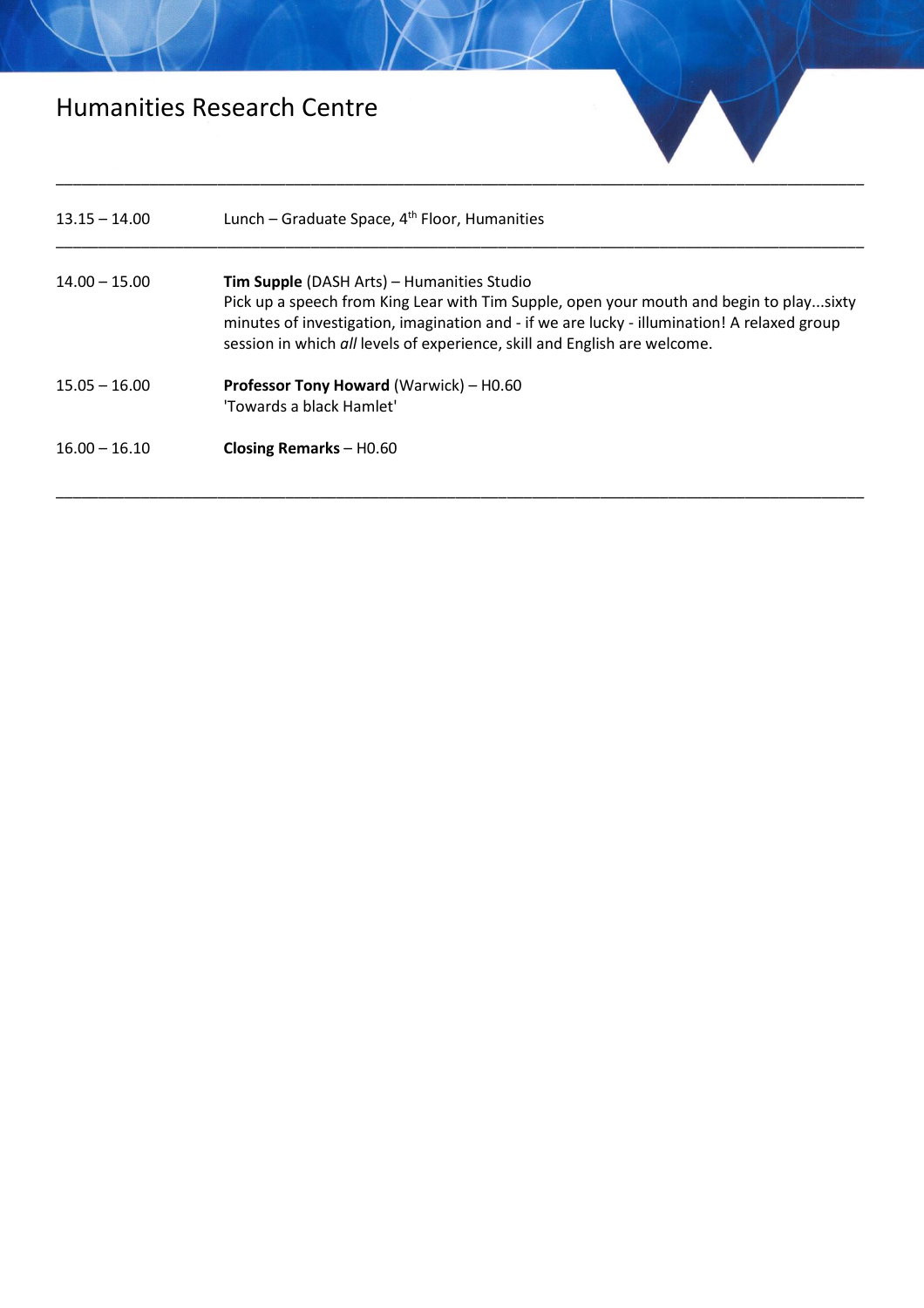# Humanities Research Centre

| | |
|---|---|
| 13.15 – 14.00 | Lunch – Graduate Space, 4th Floor, Humanities |
| 14.00 – 15.00 | **Tim Supple** (DASH Arts) – Humanities Studio<br>Pick up a speech from King Lear with Tim Supple, open your mouth and begin to play...sixty minutes of investigation, imagination and - if we are lucky - illumination! A relaxed group session in which *all* levels of experience, skill and English are welcome. |
| 15.05 – 16.00 | **Professor Tony Howard** (Warwick) – H0.60<br>'Towards a black Hamlet' |
| 16.00 – 16.10 | **Closing Remarks** – H0.60 |